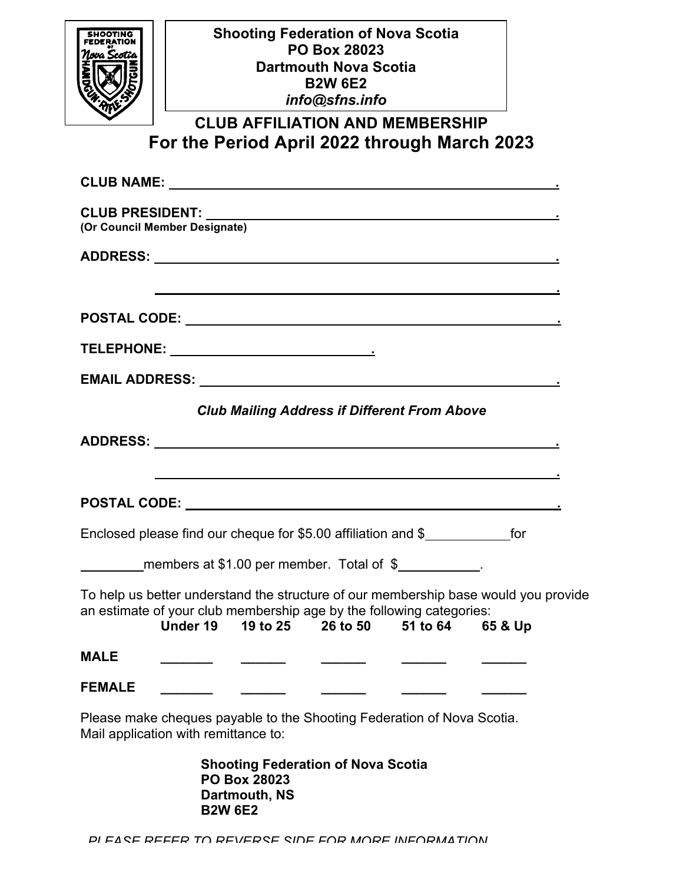**Shooting Federation of Nova Scotia**
**PO Box 28023**
**Dartmouth Nova Scotia**
**B2W 6E2**
***info@sfns.info***

## CLUB AFFILIATION AND MEMBERSHIP

## For the Period April 2022 through March 2023

**CLUB NAME:** ____________________________________________.

**CLUB PRESIDENT:** ____________________________________________.
**(Or Council Member Designate)**

**ADDRESS:** ____________________________________________.

____________________________________________.

**POSTAL CODE:** ____________________________________________.

**TELEPHONE:** ______________________.

**EMAIL ADDRESS:** ____________________________________________.

***Club Mailing Address if Different From Above***

**ADDRESS:** ____________________________________________.

____________________________________________.

**POSTAL CODE:** ____________________________________________.

Enclosed please find our cheque for $5.00 affiliation and $__________for

________members at $1.00 per member. Total of $__________.

To help us better understand the structure of our membership base would you provide an estimate of your club membership age by the following categories:

| | **Under 19** | **19 to 25** | **26 to 50** | **51 to 64** | **65 & Up** |
|---|---|---|---|---|---|
| **MALE** | _______ | ______ | ______ | ______ | ______ |
| **FEMALE** | _______ | ______ | ______ | ______ | ______ |

Please make cheques payable to the Shooting Federation of Nova Scotia.
Mail application with remittance to:

**Shooting Federation of Nova Scotia**
**PO Box 28023**
**Dartmouth, NS**
**B2W 6E2**

*PLEASE REFER TO REVERSE SIDE FOR MORE INFORMATION*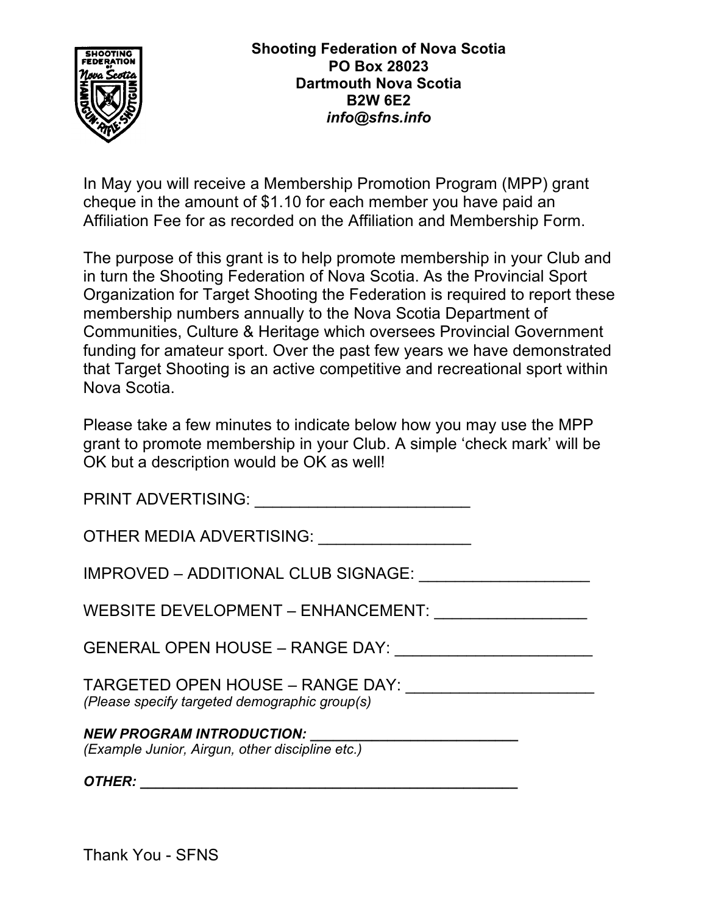**Shooting Federation of Nova Scotia**
**PO Box 28023**
**Dartmouth Nova Scotia**
**B2W 6E2**
***info@sfns.info***

In May you will receive a Membership Promotion Program (MPP) grant cheque in the amount of $1.10 for each member you have paid an Affiliation Fee for as recorded on the Affiliation and Membership Form.

The purpose of this grant is to help promote membership in your Club and in turn the Shooting Federation of Nova Scotia. As the Provincial Sport Organization for Target Shooting the Federation is required to report these membership numbers annually to the Nova Scotia Department of Communities, Culture & Heritage which oversees Provincial Government funding for amateur sport. Over the past few years we have demonstrated that Target Shooting is an active competitive and recreational sport within Nova Scotia.

Please take a few minutes to indicate below how you may use the MPP grant to promote membership in your Club. A simple 'check mark' will be OK but a description would be OK as well!

PRINT ADVERTISING: ________________________

OTHER MEDIA ADVERTISING: _________________

IMPROVED – ADDITIONAL CLUB SIGNAGE: ___________________

WEBSITE DEVELOPMENT – ENHANCEMENT: _________________

GENERAL OPEN HOUSE – RANGE DAY: ______________________

TARGETED OPEN HOUSE – RANGE DAY: _____________________
*(Please specify targeted demographic group(s)*

***NEW PROGRAM INTRODUCTION:*** **_________________________**
*(Example Junior, Airgun, other discipline etc.)*

***OTHER:*** **_____________________________________________**

Thank You - SFNS